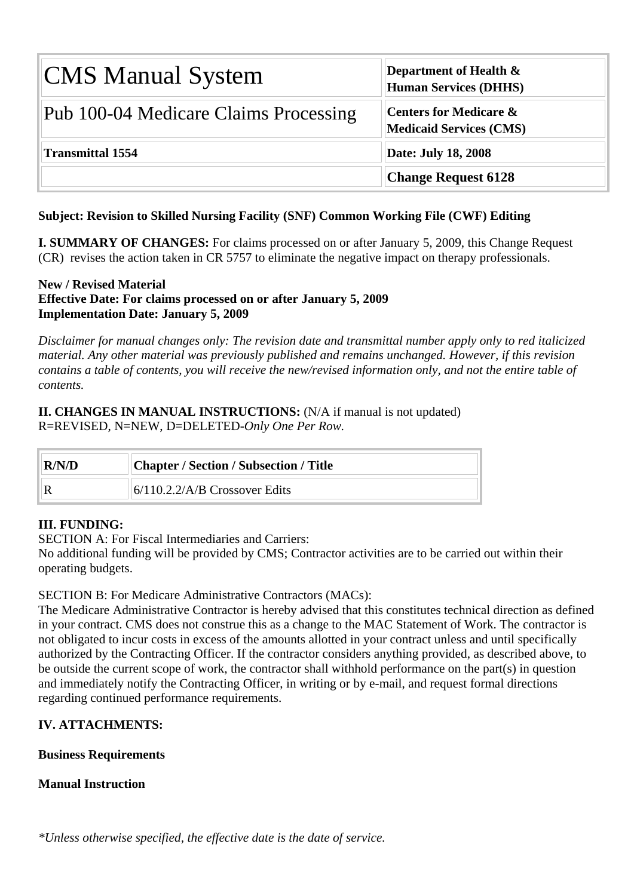| CMS Manual System | Department of Health & Human Services (DHHS) |
|---|---|
| Pub 100-04 Medicare Claims Processing | Centers for Medicare & Medicaid Services (CMS) |
| **Transmittal 1554** | **Date: July 18, 2008** |
| | **Change Request 6128** |

**Subject: Revision to Skilled Nursing Facility (SNF) Common Working File (CWF) Editing**

**I. SUMMARY OF CHANGES:** For claims processed on or after January 5, 2009, this Change Request (CR) revises the action taken in CR 5757 to eliminate the negative impact on therapy professionals.

**New / Revised Material**
**Effective Date: For claims processed on or after January 5, 2009**
**Implementation Date: January 5, 2009**

*Disclaimer for manual changes only: The revision date and transmittal number apply only to red italicized material. Any other material was previously published and remains unchanged. However, if this revision contains a table of contents, you will receive the new/revised information only, and not the entire table of contents.*

**II. CHANGES IN MANUAL INSTRUCTIONS:** (N/A if manual is not updated)
R=REVISED, N=NEW, D=DELETED-*Only One Per Row.*

| R/N/D | Chapter / Section / Subsection / Title |
|---|---|
| R | 6/110.2.2/A/B Crossover Edits |

**III. FUNDING:**
SECTION A: For Fiscal Intermediaries and Carriers:
No additional funding will be provided by CMS; Contractor activities are to be carried out within their operating budgets.

SECTION B: For Medicare Administrative Contractors (MACs):
The Medicare Administrative Contractor is hereby advised that this constitutes technical direction as defined in your contract. CMS does not construe this as a change to the MAC Statement of Work. The contractor is not obligated to incur costs in excess of the amounts allotted in your contract unless and until specifically authorized by the Contracting Officer. If the contractor considers anything provided, as described above, to be outside the current scope of work, the contractor shall withhold performance on the part(s) in question and immediately notify the Contracting Officer, in writing or by e-mail, and request formal directions regarding continued performance requirements.

**IV. ATTACHMENTS:**

**Business Requirements**

**Manual Instruction**

*\*Unless otherwise specified, the effective date is the date of service.*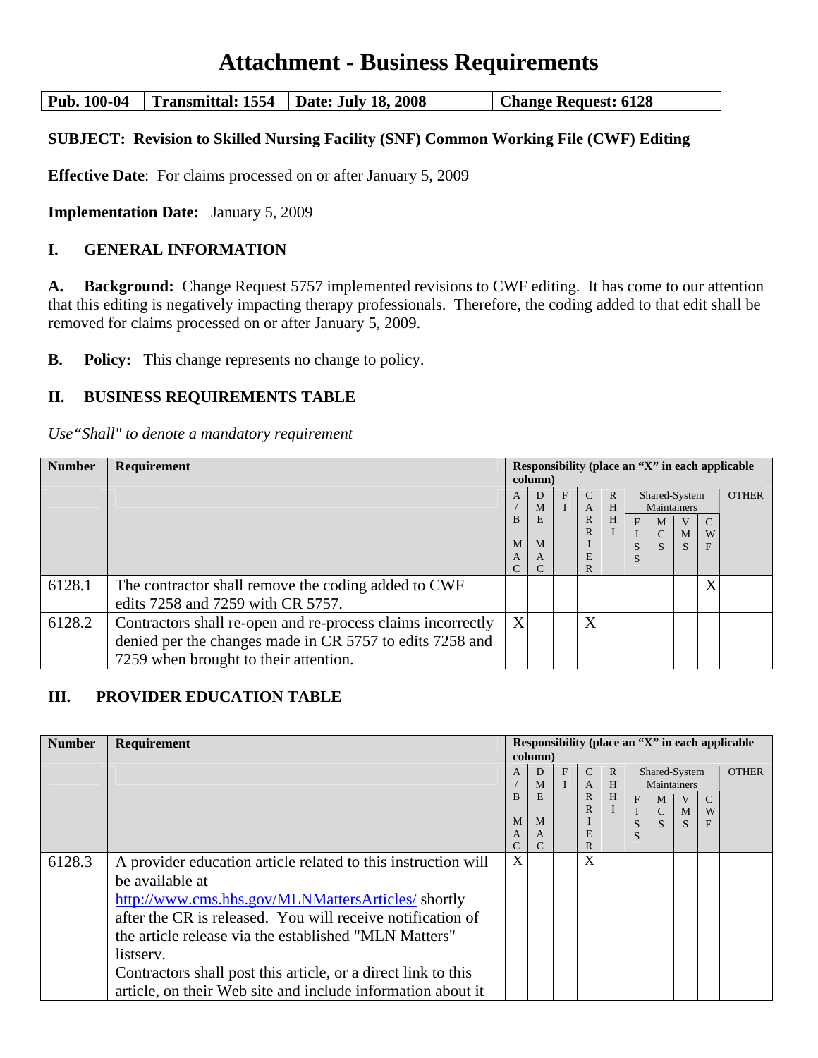# Attachment - Business Requirements

| Pub. 100-04 | Transmittal: 1554 | Date: July 18, 2008 | Change Request: 6128 |
|---|---|---|---|

**SUBJECT: Revision to Skilled Nursing Facility (SNF) Common Working File (CWF) Editing**

**Effective Date**: For claims processed on or after January 5, 2009

**Implementation Date:** January 5, 2009

## I. GENERAL INFORMATION

**A. Background:** Change Request 5757 implemented revisions to CWF editing. It has come to our attention that this editing is negatively impacting therapy professionals. Therefore, the coding added to that edit shall be removed for claims processed on or after January 5, 2009.

**B. Policy:** This change represents no change to policy.

## II. BUSINESS REQUIREMENTS TABLE

*Use "Shall" to denote a mandatory requirement*

| Number | Requirement | Responsibility (place an "X" in each applicable column) | | | | | | | | | |
|---|---|---|---|---|---|---|---|---|---|---|---|
| | | A/B MAC | DME MAC | FI | CARRIER | RHHI | Shared-System Maintainers | | | | OTHER |
| | | | | | | | FISS | MCS | VMS | CWF | |
| 6128.1 | The contractor shall remove the coding added to CWF edits 7258 and 7259 with CR 5757. | | | | | | | | | X | |
| 6128.2 | Contractors shall re-open and re-process claims incorrectly denied per the changes made in CR 5757 to edits 7258 and 7259 when brought to their attention. | X | | | X | | | | | | |

## III. PROVIDER EDUCATION TABLE

| Number | Requirement | Responsibility (place an "X" in each applicable column) | | | | | | | | | |
|---|---|---|---|---|---|---|---|---|---|---|---|
| | | A/B MAC | DME MAC | FI | CARRIER | RHHI | Shared-System Maintainers | | | | OTHER |
| | | | | | | | FISS | MCS | VMS | CWF | |
| 6128.3 | A provider education article related to this instruction will be available at http://www.cms.hhs.gov/MLNMattersArticles/ shortly after the CR is released. You will receive notification of the article release via the established "MLN Matters" listserv. Contractors shall post this article, or a direct link to this article, on their Web site and include information about it | X | | | X | | | | | | |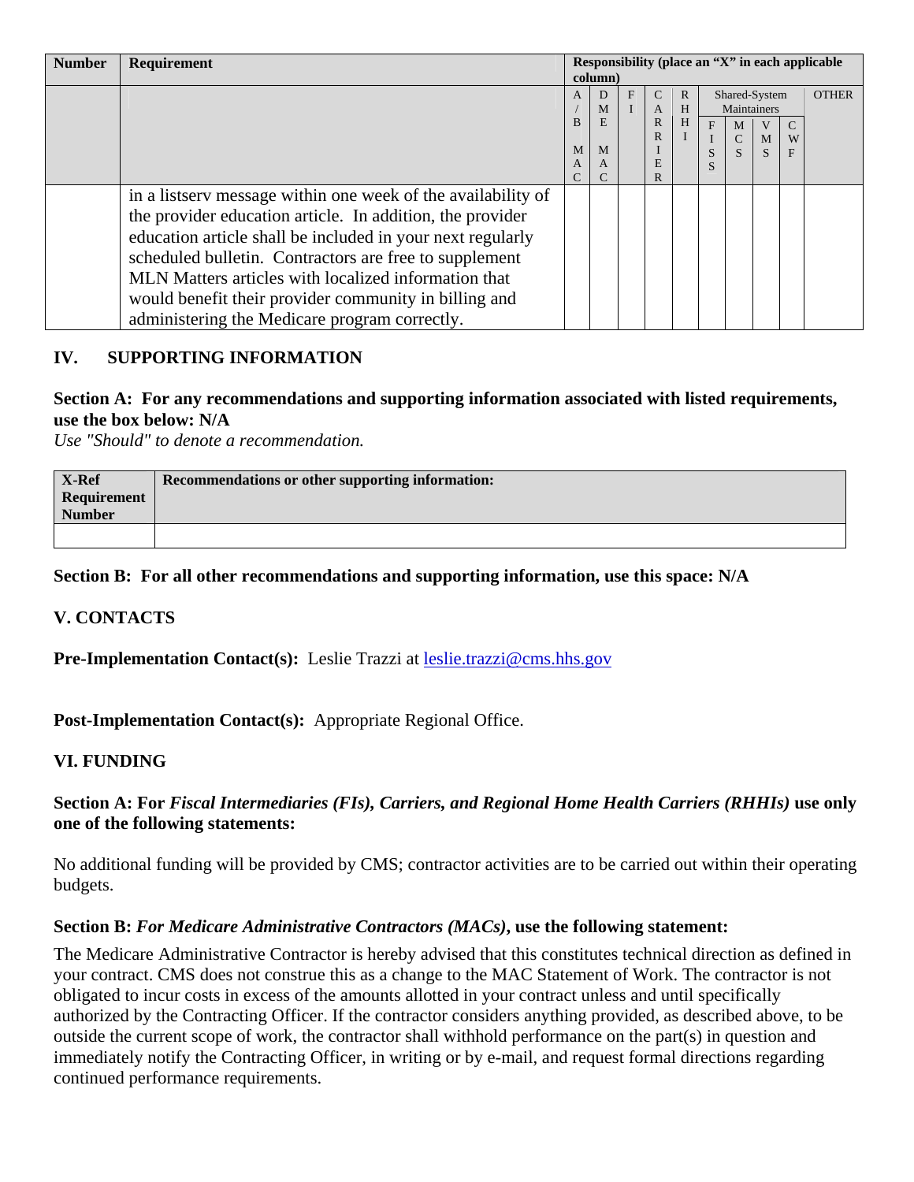| Number | Requirement | Responsibility (place an "X" in each applicable column) | | | | | | | | | |
|---|---|---|---|---|---|---|---|---|---|---|---|
| | | A/B MAC | DME MAC | FI | CARRIER | RHHI | Shared-System Maintainers | | | | OTHER |
| | | | | | | | FISS | MCS | VMS | CWF | |
| | in a listserv message within one week of the availability of the provider education article. In addition, the provider education article shall be included in your next regularly scheduled bulletin. Contractors are free to supplement MLN Matters articles with localized information that would benefit their provider community in billing and administering the Medicare program correctly. | | | | | | | | | | |

## IV. SUPPORTING INFORMATION

### Section A: For any recommendations and supporting information associated with listed requirements, use the box below: N/A

*Use "Should" to denote a recommendation.*

| X-Ref Requirement Number | Recommendations or other supporting information: |
|---|---|
| | |

### Section B: For all other recommendations and supporting information, use this space: N/A

## V. CONTACTS

**Pre-Implementation Contact(s):** Leslie Trazzi at leslie.trazzi@cms.hhs.gov

**Post-Implementation Contact(s):** Appropriate Regional Office.

## VI. FUNDING

### Section A: For *Fiscal Intermediaries (FIs), Carriers, and Regional Home Health Carriers (RHHIs)* use only one of the following statements:

No additional funding will be provided by CMS; contractor activities are to be carried out within their operating budgets.

### Section B: *For Medicare Administrative Contractors (MACs)*, use the following statement:

The Medicare Administrative Contractor is hereby advised that this constitutes technical direction as defined in your contract. CMS does not construe this as a change to the MAC Statement of Work. The contractor is not obligated to incur costs in excess of the amounts allotted in your contract unless and until specifically authorized by the Contracting Officer. If the contractor considers anything provided, as described above, to be outside the current scope of work, the contractor shall withhold performance on the part(s) in question and immediately notify the Contracting Officer, in writing or by e-mail, and request formal directions regarding continued performance requirements.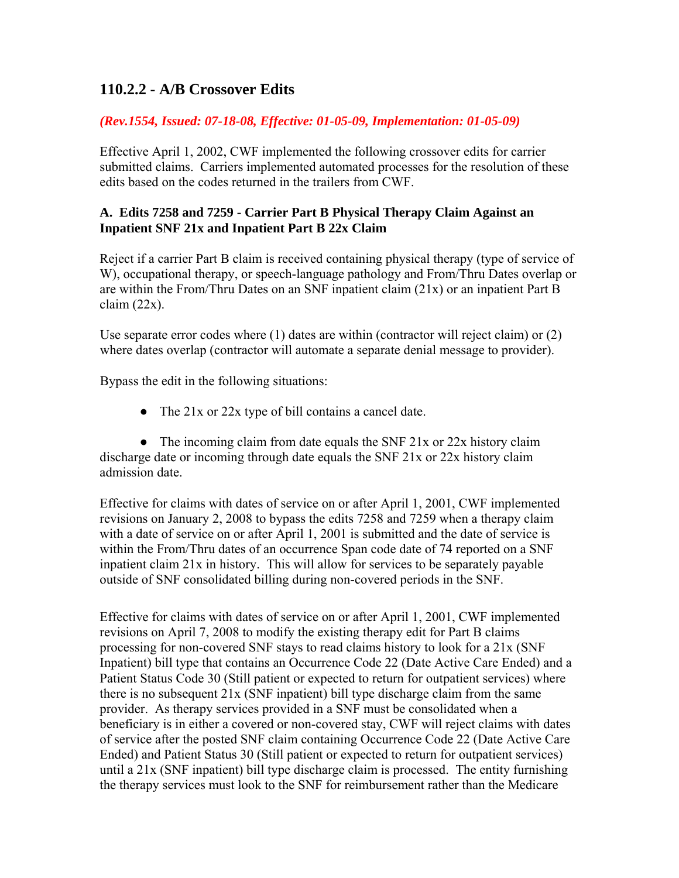## 110.2.2 - A/B Crossover Edits

***(Rev.1554, Issued: 07-18-08, Effective: 01-05-09, Implementation: 01-05-09)***

Effective April 1, 2002, CWF implemented the following crossover edits for carrier submitted claims. Carriers implemented automated processes for the resolution of these edits based on the codes returned in the trailers from CWF.

### A. Edits 7258 and 7259 - Carrier Part B Physical Therapy Claim Against an Inpatient SNF 21x and Inpatient Part B 22x Claim

Reject if a carrier Part B claim is received containing physical therapy (type of service of W), occupational therapy, or speech-language pathology and From/Thru Dates overlap or are within the From/Thru Dates on an SNF inpatient claim (21x) or an inpatient Part B claim (22x).

Use separate error codes where (1) dates are within (contractor will reject claim) or (2) where dates overlap (contractor will automate a separate denial message to provider).

Bypass the edit in the following situations:

- The 21x or 22x type of bill contains a cancel date.
- The incoming claim from date equals the SNF 21x or 22x history claim discharge date or incoming through date equals the SNF 21x or 22x history claim admission date.

Effective for claims with dates of service on or after April 1, 2001, CWF implemented revisions on January 2, 2008 to bypass the edits 7258 and 7259 when a therapy claim with a date of service on or after April 1, 2001 is submitted and the date of service is within the From/Thru dates of an occurrence Span code date of 74 reported on a SNF inpatient claim 21x in history. This will allow for services to be separately payable outside of SNF consolidated billing during non-covered periods in the SNF.

Effective for claims with dates of service on or after April 1, 2001, CWF implemented revisions on April 7, 2008 to modify the existing therapy edit for Part B claims processing for non-covered SNF stays to read claims history to look for a 21x (SNF Inpatient) bill type that contains an Occurrence Code 22 (Date Active Care Ended) and a Patient Status Code 30 (Still patient or expected to return for outpatient services) where there is no subsequent 21x (SNF inpatient) bill type discharge claim from the same provider. As therapy services provided in a SNF must be consolidated when a beneficiary is in either a covered or non-covered stay, CWF will reject claims with dates of service after the posted SNF claim containing Occurrence Code 22 (Date Active Care Ended) and Patient Status 30 (Still patient or expected to return for outpatient services) until a 21x (SNF inpatient) bill type discharge claim is processed. The entity furnishing the therapy services must look to the SNF for reimbursement rather than the Medicare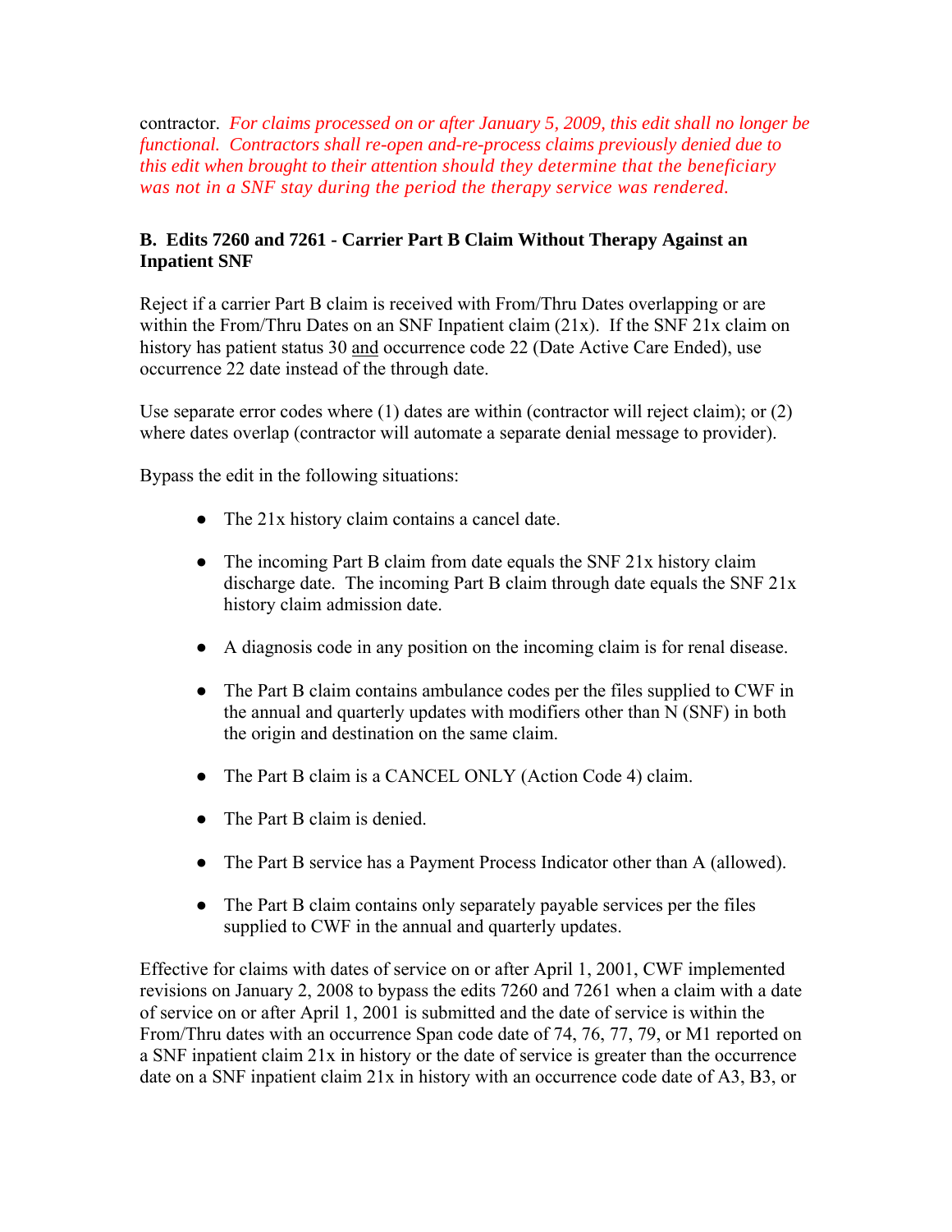contractor. *For claims processed on or after January 5, 2009, this edit shall no longer be functional. Contractors shall re-open and-re-process claims previously denied due to this edit when brought to their attention should they determine that the beneficiary was not in a SNF stay during the period the therapy service was rendered.*

**B. Edits 7260 and 7261 - Carrier Part B Claim Without Therapy Against an Inpatient SNF**

Reject if a carrier Part B claim is received with From/Thru Dates overlapping or are within the From/Thru Dates on an SNF Inpatient claim (21x). If the SNF 21x claim on history has patient status 30 <u>and</u> occurrence code 22 (Date Active Care Ended), use occurrence 22 date instead of the through date.

Use separate error codes where (1) dates are within (contractor will reject claim); or (2) where dates overlap (contractor will automate a separate denial message to provider).

Bypass the edit in the following situations:

- The 21x history claim contains a cancel date.
- The incoming Part B claim from date equals the SNF 21x history claim discharge date. The incoming Part B claim through date equals the SNF 21x history claim admission date.
- A diagnosis code in any position on the incoming claim is for renal disease.
- The Part B claim contains ambulance codes per the files supplied to CWF in the annual and quarterly updates with modifiers other than N (SNF) in both the origin and destination on the same claim.
- The Part B claim is a CANCEL ONLY (Action Code 4) claim.
- The Part B claim is denied.
- The Part B service has a Payment Process Indicator other than A (allowed).
- The Part B claim contains only separately payable services per the files supplied to CWF in the annual and quarterly updates.

Effective for claims with dates of service on or after April 1, 2001, CWF implemented revisions on January 2, 2008 to bypass the edits 7260 and 7261 when a claim with a date of service on or after April 1, 2001 is submitted and the date of service is within the From/Thru dates with an occurrence Span code date of 74, 76, 77, 79, or M1 reported on a SNF inpatient claim 21x in history or the date of service is greater than the occurrence date on a SNF inpatient claim 21x in history with an occurrence code date of A3, B3, or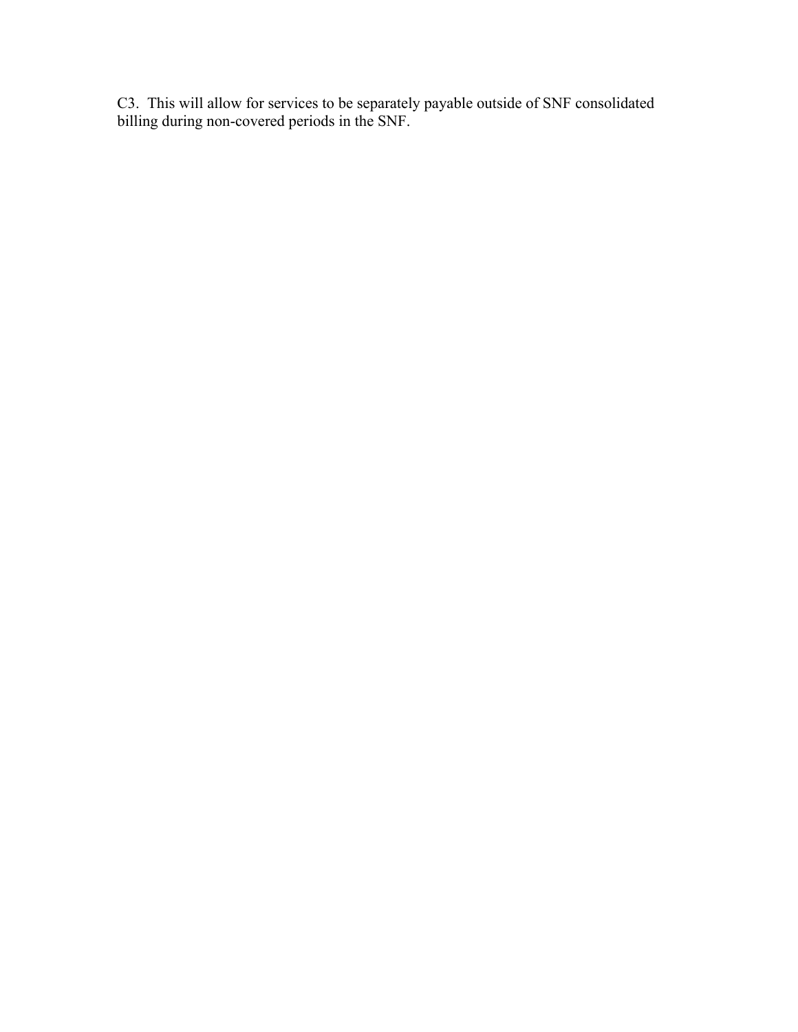C3. This will allow for services to be separately payable outside of SNF consolidated billing during non-covered periods in the SNF.